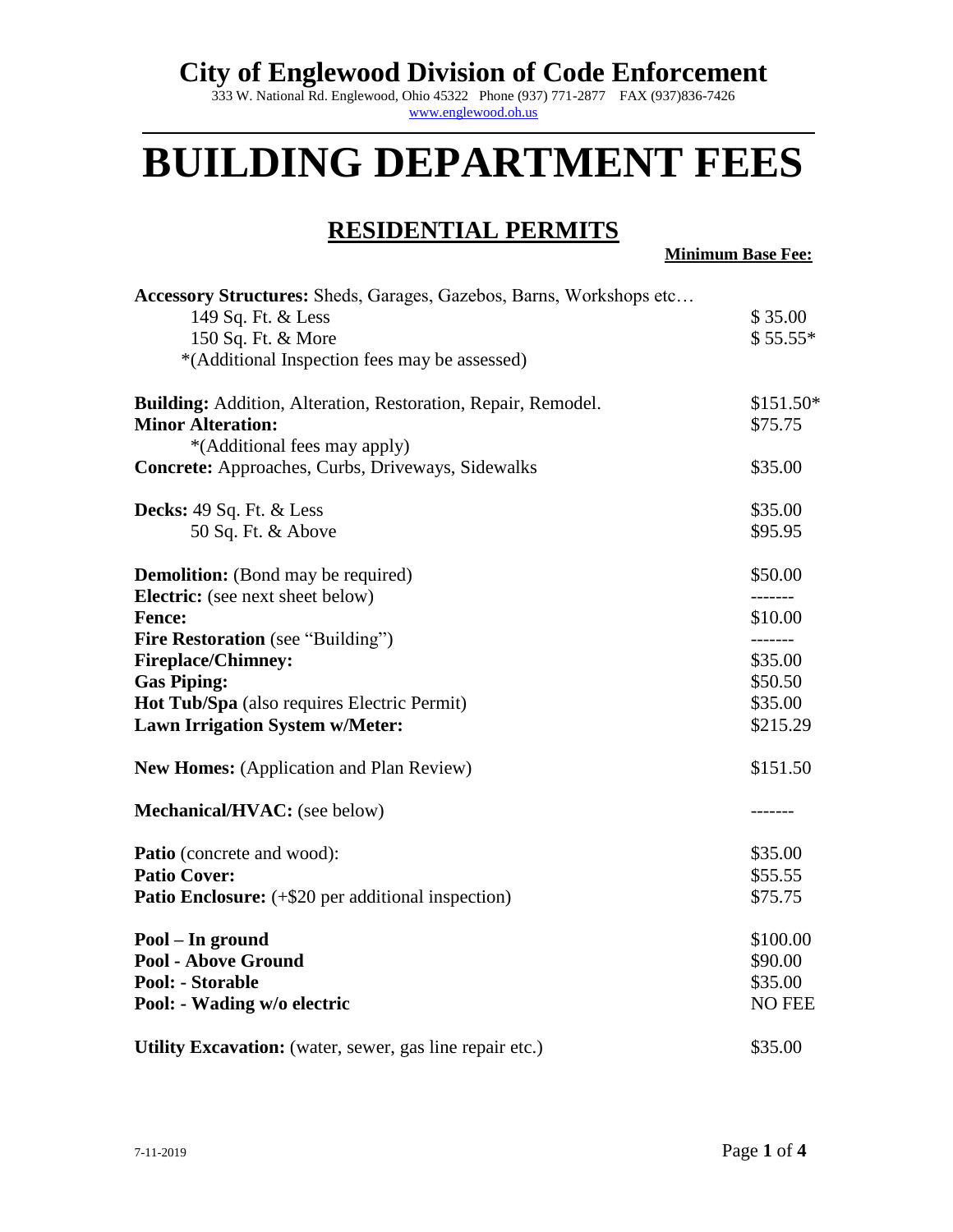# City of Englewood Division of Code Enforcement

333 W. National Rd. Englewood, Ohio 45322 Phone (937) 771-2877 FAX (937)836-7426
www.englewood.oh.us

# BUILDING DEPARTMENT FEES

## RESIDENTIAL PERMITS

| | **Minimum Base Fee:** |
|---|---|
| **Accessory Structures:** Sheds, Garages, Gazebos, Barns, Workshops etc… | |
| 149 Sq. Ft. & Less | $ 35.00 |
| 150 Sq. Ft. & More | $ 55.55* |
| *(Additional Inspection fees may be assessed) | |
| **Building:** Addition, Alteration, Restoration, Repair, Remodel. | $151.50* |
| **Minor Alteration:** | $75.75 |
| *(Additional fees may apply) | |
| **Concrete:** Approaches, Curbs, Driveways, Sidewalks | $35.00 |
| **Decks:** 49 Sq. Ft. & Less | $35.00 |
| 50 Sq. Ft. & Above | $95.95 |
| **Demolition:** (Bond may be required) | $50.00 |
| **Electric:** (see next sheet below) | ------- |
| **Fence:** | $10.00 |
| **Fire Restoration** (see "Building") | ------- |
| **Fireplace/Chimney:** | $35.00 |
| **Gas Piping:** | $50.50 |
| **Hot Tub/Spa** (also requires Electric Permit) | $35.00 |
| **Lawn Irrigation System w/Meter:** | $215.29 |
| **New Homes:** (Application and Plan Review) | $151.50 |
| **Mechanical/HVAC:** (see below) | ------- |
| **Patio** (concrete and wood): | $35.00 |
| **Patio Cover:** | $55.55 |
| **Patio Enclosure:** (+$20 per additional inspection) | $75.75 |
| **Pool – In ground** | $100.00 |
| **Pool - Above Ground** | $90.00 |
| **Pool: - Storable** | $35.00 |
| **Pool: - Wading w/o electric** | NO FEE |
| **Utility Excavation:** (water, sewer, gas line repair etc.) | $35.00 |

7-11-2019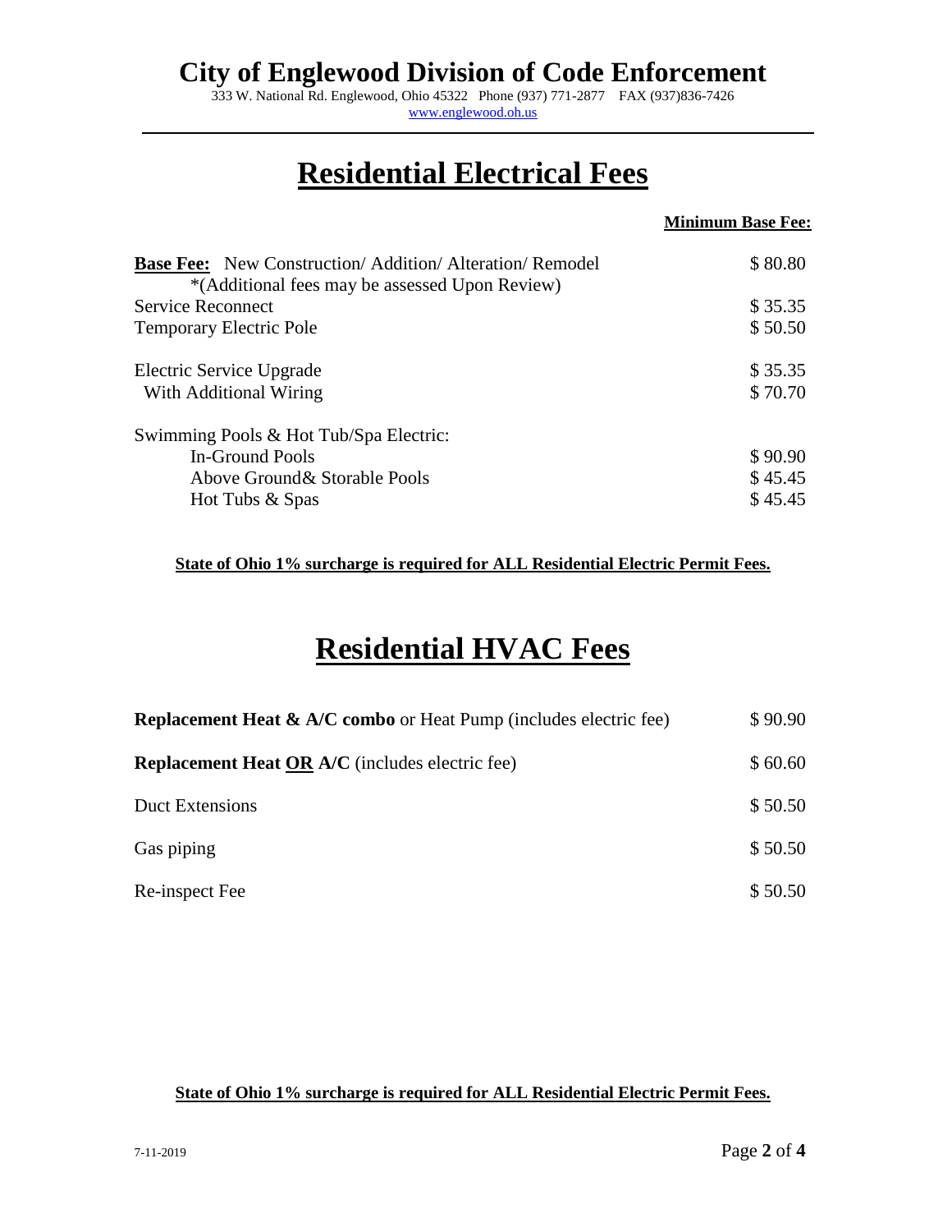# City of Englewood Division of Code Enforcement

333 W. National Rd. Englewood, Ohio 45322 Phone (937) 771-2877 FAX (937)836-7426
www.englewood.oh.us

## Residential Electrical Fees

| | **Minimum Base Fee:** |
|---|---|
| **Base Fee:** New Construction/ Addition/ Alteration/ Remodel *(Additional fees may be assessed Upon Review) | $ 80.80 |
| Service Reconnect | $ 35.35 |
| Temporary Electric Pole | $ 50.50 |
| Electric Service Upgrade | $ 35.35 |
| With Additional Wiring | $ 70.70 |
| Swimming Pools & Hot Tub/Spa Electric: | |
| In-Ground Pools | $ 90.90 |
| Above Ground& Storable Pools | $ 45.45 |
| Hot Tubs & Spas | $ 45.45 |

**State of Ohio 1% surcharge is required for ALL Residential Electric Permit Fees.**

## Residential HVAC Fees

| | |
|---|---|
| **Replacement Heat & A/C combo** or Heat Pump (includes electric fee) | $ 90.90 |
| **Replacement Heat OR A/C** (includes electric fee) | $ 60.60 |
| Duct Extensions | $ 50.50 |
| Gas piping | $ 50.50 |
| Re-inspect Fee | $ 50.50 |

**State of Ohio 1% surcharge is required for ALL Residential Electric Permit Fees.**

7-11-2019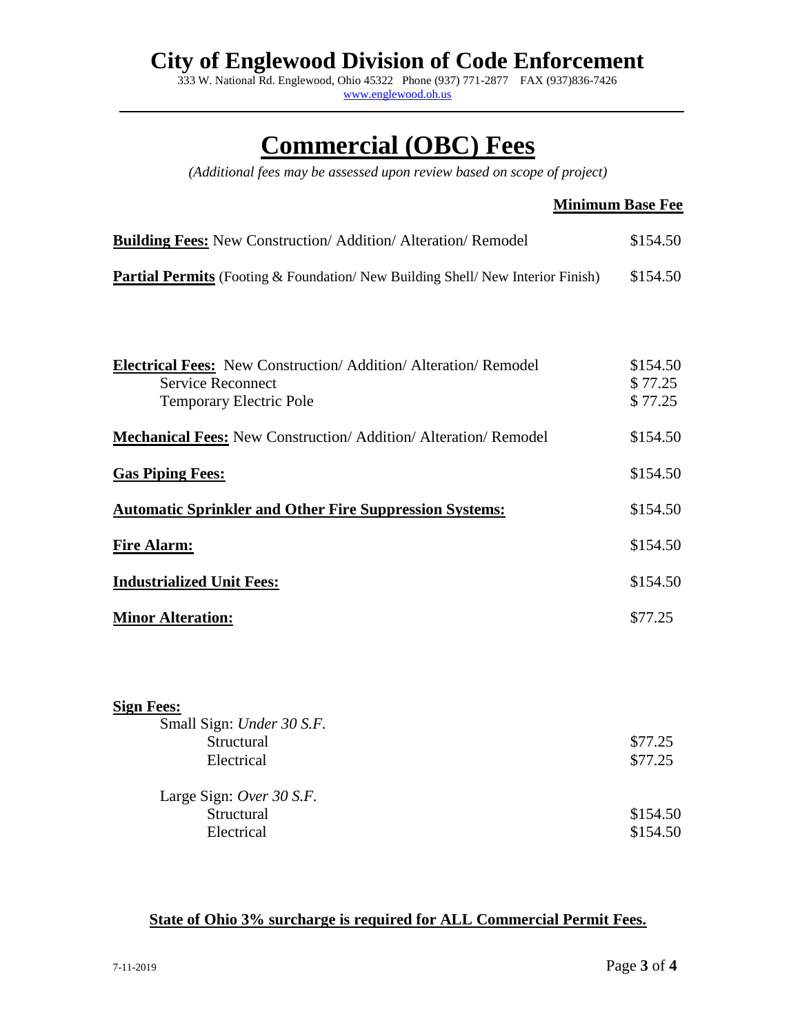# City of Englewood Division of Code Enforcement

333 W. National Rd. Englewood, Ohio 45322 Phone (937) 771-2877 FAX (937)836-7426
www.englewood.oh.us

## Commercial (OBC) Fees

*(Additional fees may be assessed upon review based on scope of project)*

| | **Minimum Base Fee** |
|---|---|
| **Building Fees:** New Construction/ Addition/ Alteration/ Remodel | $154.50 |
| **Partial Permits** (Footing & Foundation/ New Building Shell/ New Interior Finish) | $154.50 |
| **Electrical Fees:** New Construction/ Addition/ Alteration/ Remodel | $154.50 |
| Service Reconnect | $ 77.25 |
| Temporary Electric Pole | $ 77.25 |
| **Mechanical Fees:** New Construction/ Addition/ Alteration/ Remodel | $154.50 |
| **Gas Piping Fees:** | $154.50 |
| **Automatic Sprinkler and Other Fire Suppression Systems:** | $154.50 |
| **Fire Alarm:** | $154.50 |
| **Industrialized Unit Fees:** | $154.50 |
| **Minor Alteration:** | $77.25 |

**Sign Fees:**

| | |
|---|---|
| Small Sign: *Under 30 S.F.* | |
| Structural | $77.25 |
| Electrical | $77.25 |
| Large Sign: *Over 30 S.F.* | |
| Structural | $154.50 |
| Electrical | $154.50 |

**State of Ohio 3% surcharge is required for ALL Commercial Permit Fees.**

7-11-2019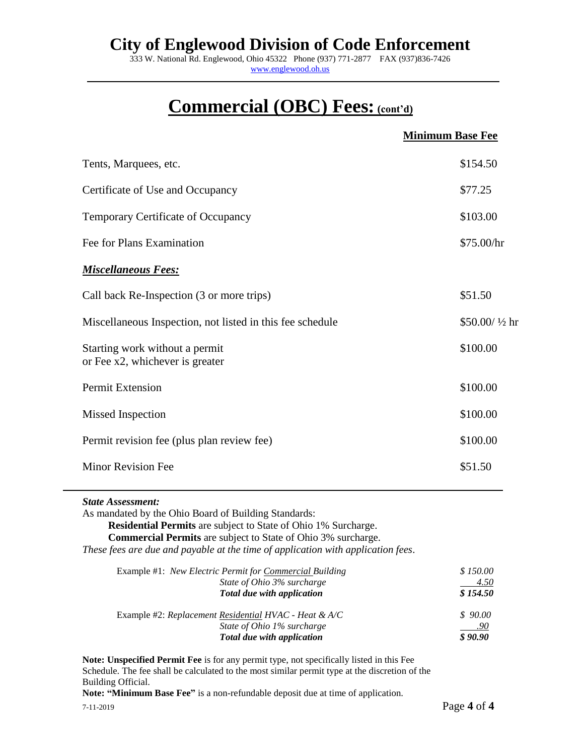# City of Englewood Division of Code Enforcement

333 W. National Rd. Englewood, Ohio 45322 Phone (937) 771-2877 FAX (937)836-7426
www.englewood.oh.us

## Commercial (OBC) Fees: (cont'd)

| | **Minimum Base Fee** |
|---|---|
| Tents, Marquees, etc. | $154.50 |
| Certificate of Use and Occupancy | $77.25 |
| Temporary Certificate of Occupancy | $103.00 |
| Fee for Plans Examination | $75.00/hr |
| ***Miscellaneous Fees:*** | |
| Call back Re-Inspection (3 or more trips) | $51.50 |
| Miscellaneous Inspection, not listed in this fee schedule | $50.00/ ½ hr |
| Starting work without a permit or Fee x2, whichever is greater | $100.00 |
| Permit Extension | $100.00 |
| Missed Inspection | $100.00 |
| Permit revision fee (plus plan review fee) | $100.00 |
| Minor Revision Fee | $51.50 |

***State Assessment:***

As mandated by the Ohio Board of Building Standards:

**Residential Permits** are subject to State of Ohio 1% Surcharge.
**Commercial Permits** are subject to State of Ohio 3% surcharge.

*These fees are due and payable at the time of application with application fees*.

| | |
|---|---|
| Example #1: *New Electric Permit for Commercial Building* | *$ 150.00* |
| *State of Ohio 3% surcharge* | *4.50* |
| ***Total due with application*** | ***$ 154.50*** |
| Example #2: *Replacement Residential HVAC - Heat & A/C* | *$ 90.00* |
| *State of Ohio 1% surcharge* | *.90* |
| ***Total due with application*** | ***$ 90.90*** |

**Note: Unspecified Permit Fee** is for any permit type, not specifically listed in this Fee Schedule. The fee shall be calculated to the most similar permit type at the discretion of the Building Official.

**Note: "Minimum Base Fee"** is a non-refundable deposit due at time of application.

7-11-2019